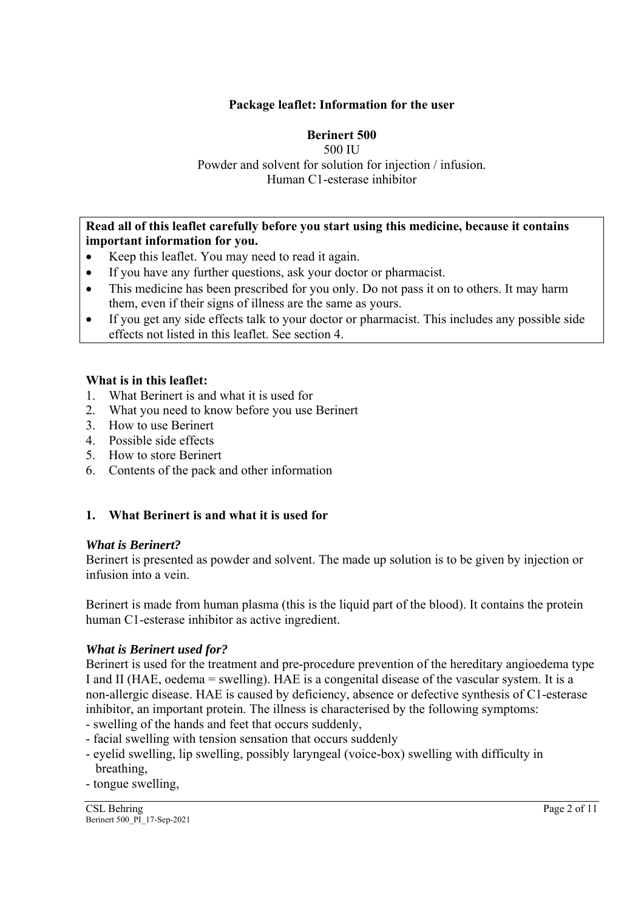**Package leaflet: Information for the user**

**Berinert 500**

500 IU

Powder and solvent for solution for injection / infusion.

Human C1-esterase inhibitor

**Read all of this leaflet carefully before you start using this medicine, because it contains important information for you.**

- Keep this leaflet. You may need to read it again.
- If you have any further questions, ask your doctor or pharmacist.
- This medicine has been prescribed for you only. Do not pass it on to others. It may harm them, even if their signs of illness are the same as yours.
- If you get any side effects talk to your doctor or pharmacist. This includes any possible side effects not listed in this leaflet. See section 4.

**What is in this leaflet:**

1. What Berinert is and what it is used for
2. What you need to know before you use Berinert
3. How to use Berinert
4. Possible side effects
5. How to store Berinert
6. Contents of the pack and other information

## 1. What Berinert is and what it is used for

***What is Berinert?***

Berinert is presented as powder and solvent. The made up solution is to be given by injection or infusion into a vein.

Berinert is made from human plasma (this is the liquid part of the blood). It contains the protein human C1-esterase inhibitor as active ingredient.

***What is Berinert used for?***

Berinert is used for the treatment and pre-procedure prevention of the hereditary angioedema type I and II (HAE, oedema = swelling). HAE is a congenital disease of the vascular system. It is a non-allergic disease. HAE is caused by deficiency, absence or defective synthesis of C1-esterase inhibitor, an important protein. The illness is characterised by the following symptoms:

- swelling of the hands and feet that occurs suddenly,
- facial swelling with tension sensation that occurs suddenly
- eyelid swelling, lip swelling, possibly laryngeal (voice-box) swelling with difficulty in breathing,
- tongue swelling,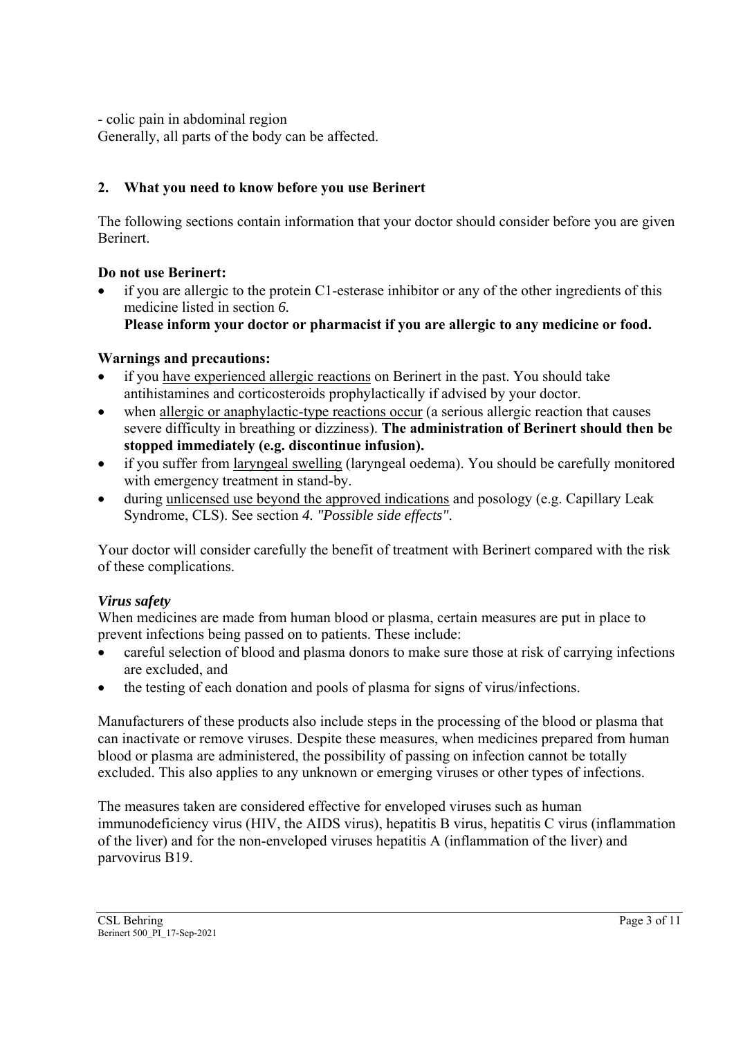- colic pain in abdominal region
Generally, all parts of the body can be affected.

## 2. What you need to know before you use Berinert

The following sections contain information that your doctor should consider before you are given Berinert.

### Do not use Berinert:

- if you are allergic to the protein C1-esterase inhibitor or any of the other ingredients of this medicine listed in section *6.*
  **Please inform your doctor or pharmacist if you are allergic to any medicine or food.**

### Warnings and precautions:

- if you have experienced allergic reactions on Berinert in the past. You should take antihistamines and corticosteroids prophylactically if advised by your doctor.
- when allergic or anaphylactic-type reactions occur (a serious allergic reaction that causes severe difficulty in breathing or dizziness). **The administration of Berinert should then be stopped immediately (e.g. discontinue infusion).**
- if you suffer from laryngeal swelling (laryngeal oedema). You should be carefully monitored with emergency treatment in stand-by.
- during unlicensed use beyond the approved indications and posology (e.g. Capillary Leak Syndrome, CLS). See section *4. "Possible side effects"*.

Your doctor will consider carefully the benefit of treatment with Berinert compared with the risk of these complications.

### *Virus safety*

When medicines are made from human blood or plasma, certain measures are put in place to prevent infections being passed on to patients. These include:

- careful selection of blood and plasma donors to make sure those at risk of carrying infections are excluded, and
- the testing of each donation and pools of plasma for signs of virus/infections.

Manufacturers of these products also include steps in the processing of the blood or plasma that can inactivate or remove viruses. Despite these measures, when medicines prepared from human blood or plasma are administered, the possibility of passing on infection cannot be totally excluded. This also applies to any unknown or emerging viruses or other types of infections.

The measures taken are considered effective for enveloped viruses such as human immunodeficiency virus (HIV, the AIDS virus), hepatitis B virus, hepatitis C virus (inflammation of the liver) and for the non-enveloped viruses hepatitis A (inflammation of the liver) and parvovirus B19.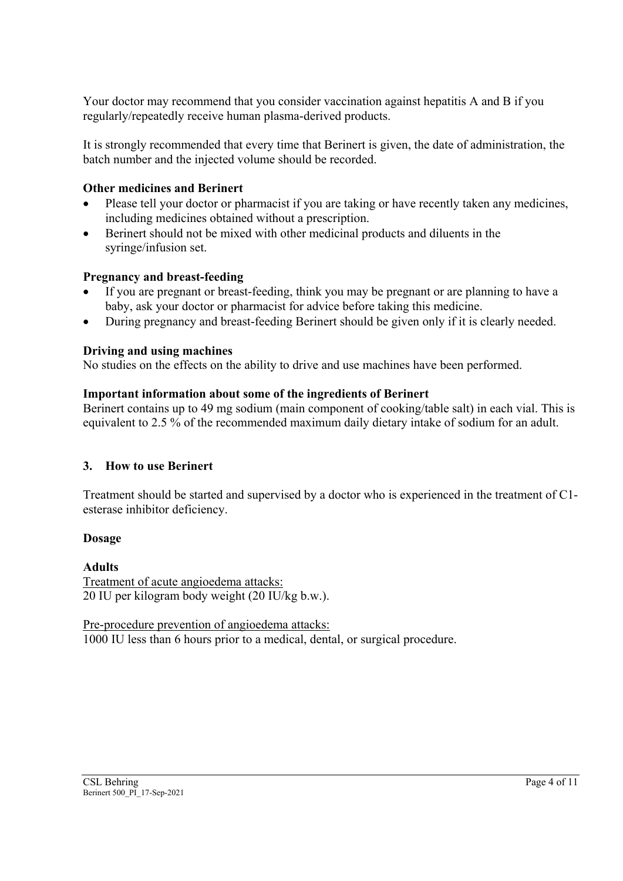Your doctor may recommend that you consider vaccination against hepatitis A and B if you regularly/repeatedly receive human plasma-derived products.

It is strongly recommended that every time that Berinert is given, the date of administration, the batch number and the injected volume should be recorded.

**Other medicines and Berinert**

- Please tell your doctor or pharmacist if you are taking or have recently taken any medicines, including medicines obtained without a prescription.
- Berinert should not be mixed with other medicinal products and diluents in the syringe/infusion set.

**Pregnancy and breast-feeding**

- If you are pregnant or breast-feeding, think you may be pregnant or are planning to have a baby, ask your doctor or pharmacist for advice before taking this medicine.
- During pregnancy and breast-feeding Berinert should be given only if it is clearly needed.

**Driving and using machines**

No studies on the effects on the ability to drive and use machines have been performed.

**Important information about some of the ingredients of Berinert**

Berinert contains up to 49 mg sodium (main component of cooking/table salt) in each vial. This is equivalent to 2.5 % of the recommended maximum daily dietary intake of sodium for an adult.

## 3. How to use Berinert

Treatment should be started and supervised by a doctor who is experienced in the treatment of C1-esterase inhibitor deficiency.

**Dosage**

**Adults**

<u>Treatment of acute angioedema attacks:</u>
20 IU per kilogram body weight (20 IU/kg b.w.).

<u>Pre-procedure prevention of angioedema attacks:</u>
1000 IU less than 6 hours prior to a medical, dental, or surgical procedure.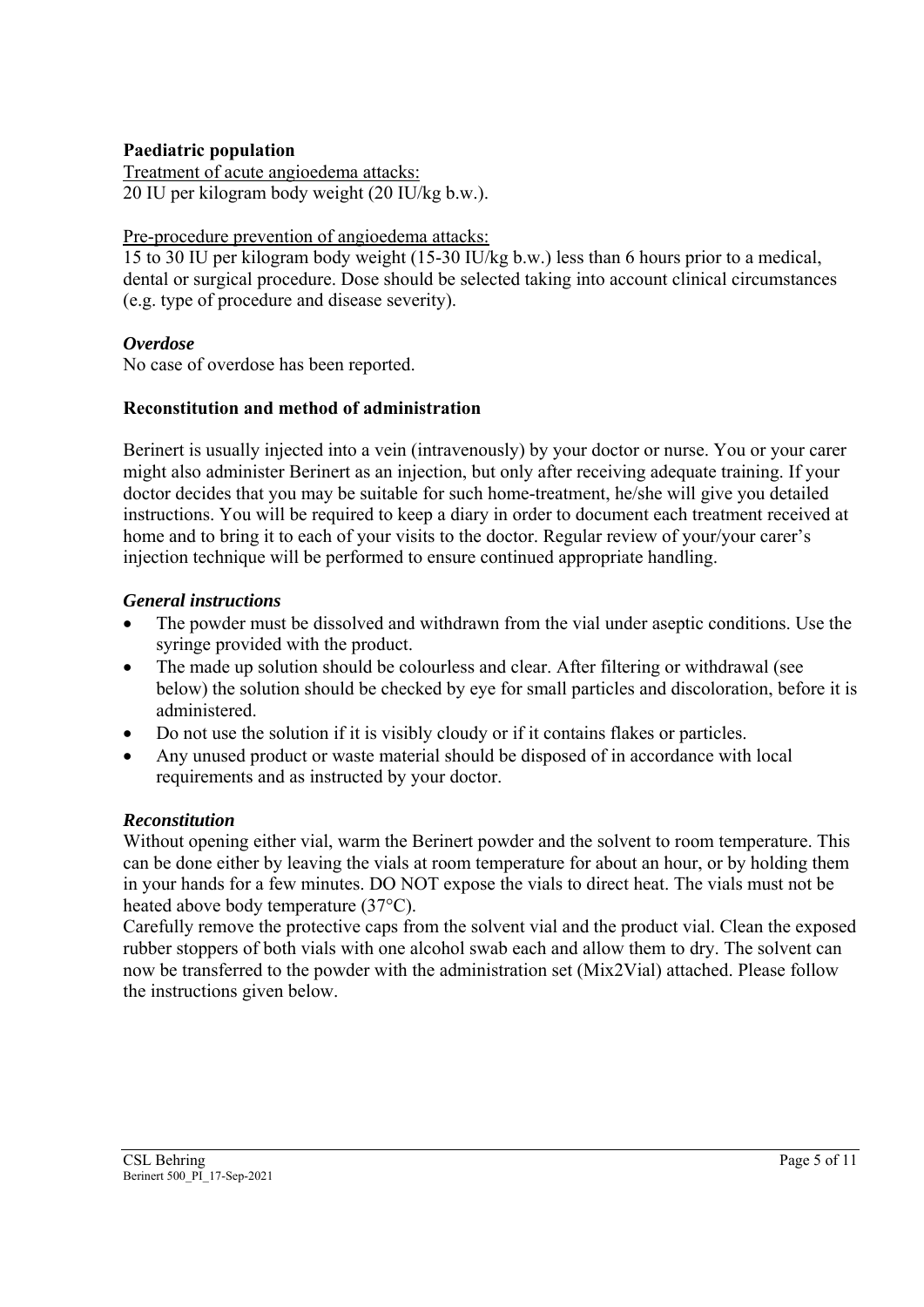**Paediatric population**

Treatment of acute angioedema attacks:
20 IU per kilogram body weight (20 IU/kg b.w.).

Pre-procedure prevention of angioedema attacks:
15 to 30 IU per kilogram body weight (15-30 IU/kg b.w.) less than 6 hours prior to a medical, dental or surgical procedure. Dose should be selected taking into account clinical circumstances (e.g. type of procedure and disease severity).

***Overdose***

No case of overdose has been reported.

**Reconstitution and method of administration**

Berinert is usually injected into a vein (intravenously) by your doctor or nurse. You or your carer might also administer Berinert as an injection, but only after receiving adequate training. If your doctor decides that you may be suitable for such home-treatment, he/she will give you detailed instructions. You will be required to keep a diary in order to document each treatment received at home and to bring it to each of your visits to the doctor. Regular review of your/your carer's injection technique will be performed to ensure continued appropriate handling.

***General instructions***

- The powder must be dissolved and withdrawn from the vial under aseptic conditions. Use the syringe provided with the product.
- The made up solution should be colourless and clear. After filtering or withdrawal (see below) the solution should be checked by eye for small particles and discoloration, before it is administered.
- Do not use the solution if it is visibly cloudy or if it contains flakes or particles.
- Any unused product or waste material should be disposed of in accordance with local requirements and as instructed by your doctor.

***Reconstitution***

Without opening either vial, warm the Berinert powder and the solvent to room temperature. This can be done either by leaving the vials at room temperature for about an hour, or by holding them in your hands for a few minutes. DO NOT expose the vials to direct heat. The vials must not be heated above body temperature (37°C).
Carefully remove the protective caps from the solvent vial and the product vial. Clean the exposed rubber stoppers of both vials with one alcohol swab each and allow them to dry. The solvent can now be transferred to the powder with the administration set (Mix2Vial) attached. Please follow the instructions given below.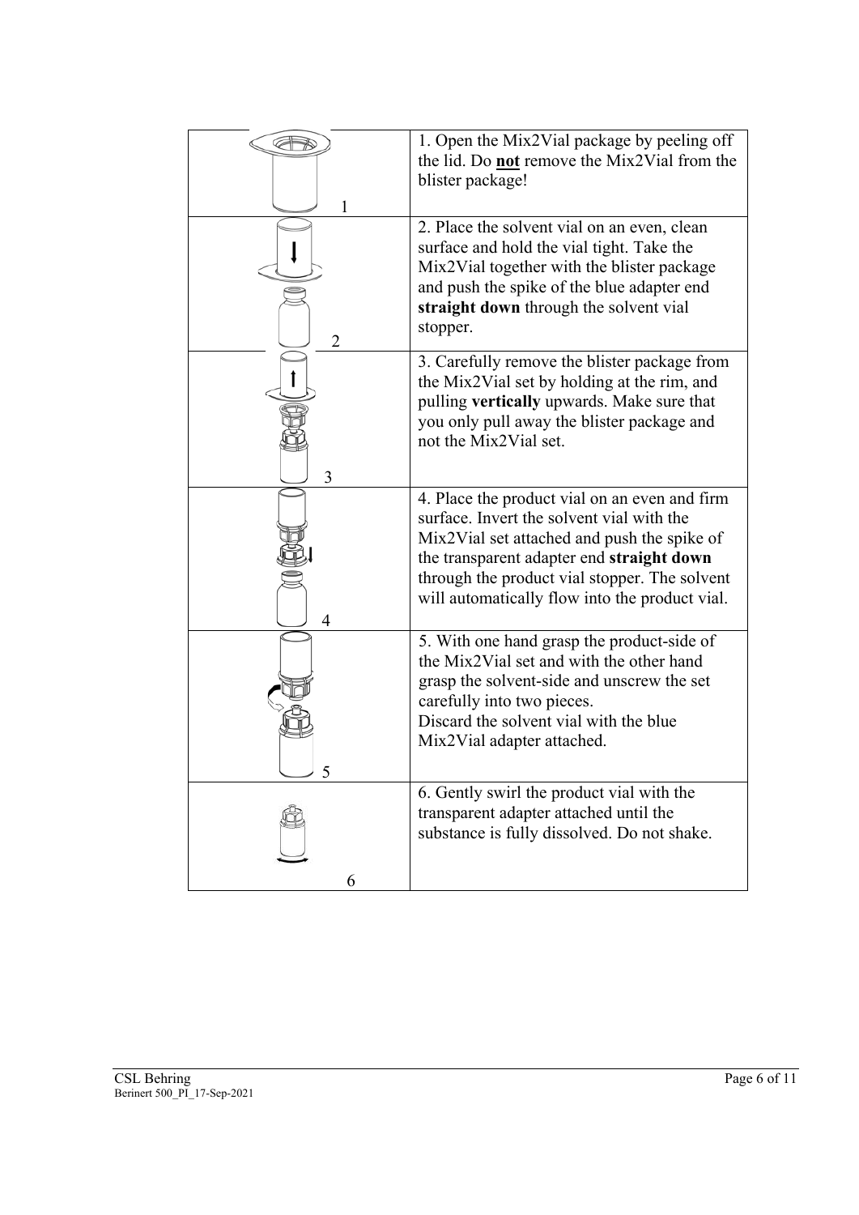| | |
|---|---|
| 1 | 1. Open the Mix2Vial package by peeling off the lid. Do **not** remove the Mix2Vial from the blister package! |
| 2 | 2. Place the solvent vial on an even, clean surface and hold the vial tight. Take the Mix2Vial together with the blister package and push the spike of the blue adapter end **straight down** through the solvent vial stopper. |
| 3 | 3. Carefully remove the blister package from the Mix2Vial set by holding at the rim, and pulling **vertically** upwards. Make sure that you only pull away the blister package and not the Mix2Vial set. |
| 4 | 4. Place the product vial on an even and firm surface. Invert the solvent vial with the Mix2Vial set attached and push the spike of the transparent adapter end **straight down** through the product vial stopper. The solvent will automatically flow into the product vial. |
| 5 | 5. With one hand grasp the product-side of the Mix2Vial set and with the other hand grasp the solvent-side and unscrew the set carefully into two pieces.<br>Discard the solvent vial with the blue Mix2Vial adapter attached. |
| 6 | 6. Gently swirl the product vial with the transparent adapter attached until the substance is fully dissolved. Do not shake. |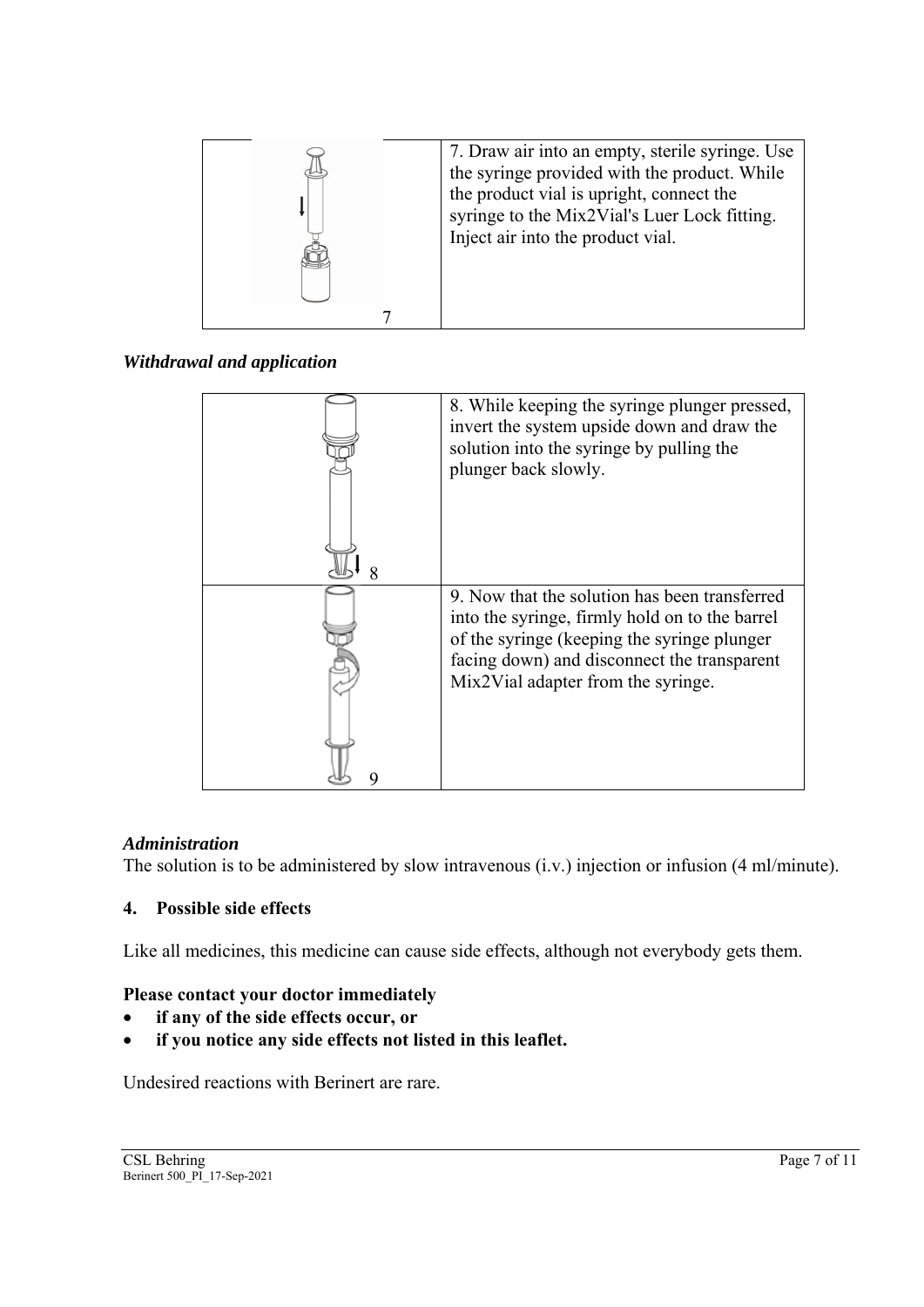| | |
|---|---|
| 7 | 7. Draw air into an empty, sterile syringe. Use the syringe provided with the product. While the product vial is upright, connect the syringe to the Mix2Vial's Luer Lock fitting. Inject air into the product vial. |

### *Withdrawal and application*

| | |
|---|---|
| 8 | 8. While keeping the syringe plunger pressed, invert the system upside down and draw the solution into the syringe by pulling the plunger back slowly. |
| 9 | 9. Now that the solution has been transferred into the syringe, firmly hold on to the barrel of the syringe (keeping the syringe plunger facing down) and disconnect the transparent Mix2Vial adapter from the syringe. |

### *Administration*

The solution is to be administered by slow intravenous (i.v.) injection or infusion (4 ml/minute).

## 4. Possible side effects

Like all medicines, this medicine can cause side effects, although not everybody gets them.

**Please contact your doctor immediately**

- **if any of the side effects occur, or**
- **if you notice any side effects not listed in this leaflet.**

Undesired reactions with Berinert are rare.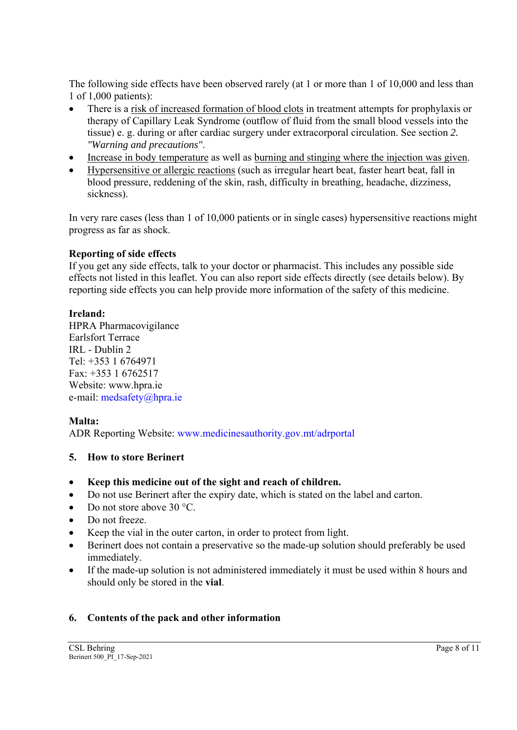The following side effects have been observed rarely (at 1 or more than 1 of 10,000 and less than 1 of 1,000 patients):

- There is a risk of increased formation of blood clots in treatment attempts for prophylaxis or therapy of Capillary Leak Syndrome (outflow of fluid from the small blood vessels into the tissue) e. g. during or after cardiac surgery under extracorporeal circulation. See section *2. "Warning and precautions"*.
- Increase in body temperature as well as burning and stinging where the injection was given.
- Hypersensitive or allergic reactions (such as irregular heart beat, faster heart beat, fall in blood pressure, reddening of the skin, rash, difficulty in breathing, headache, dizziness, sickness).

In very rare cases (less than 1 of 10,000 patients or in single cases) hypersensitive reactions might progress as far as shock.

**Reporting of side effects**

If you get any side effects, talk to your doctor or pharmacist. This includes any possible side effects not listed in this leaflet. You can also report side effects directly (see details below). By reporting side effects you can help provide more information of the safety of this medicine.

**Ireland:**

HPRA Pharmacovigilance
Earlsfort Terrace
IRL - Dublin 2
Tel: +353 1 6764971
Fax: +353 1 6762517
Website: www.hpra.ie
e-mail: medsafety@hpra.ie

**Malta:**

ADR Reporting Website: www.medicinesauthority.gov.mt/adrportal

## 5. How to store Berinert

- **Keep this medicine out of the sight and reach of children.**
- Do not use Berinert after the expiry date, which is stated on the label and carton.
- Do not store above 30 °C.
- Do not freeze.
- Keep the vial in the outer carton, in order to protect from light.
- Berinert does not contain a preservative so the made-up solution should preferably be used immediately.
- If the made-up solution is not administered immediately it must be used within 8 hours and should only be stored in the **vial**.

## 6. Contents of the pack and other information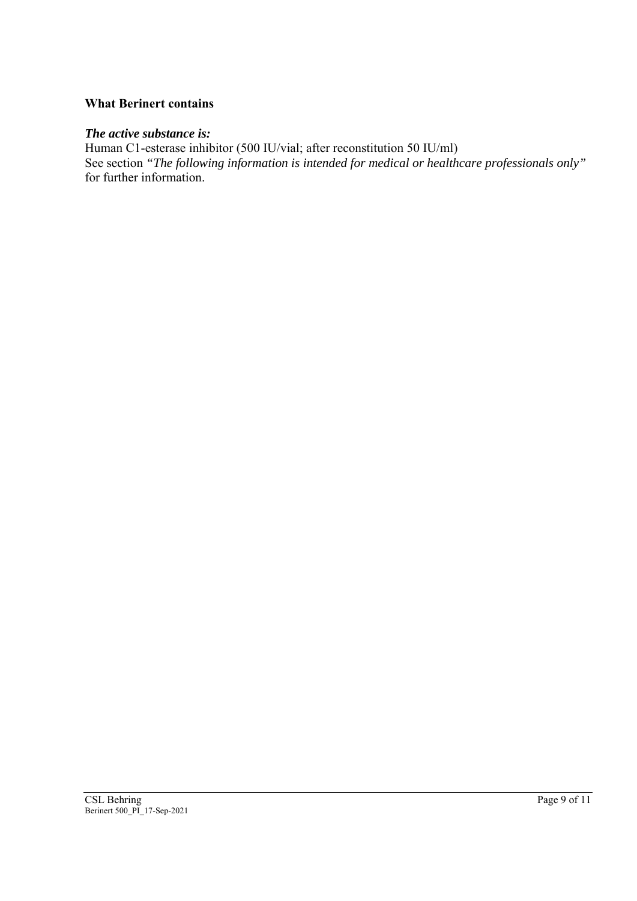### What Berinert contains

***The active substance is:***

Human C1-esterase inhibitor (500 IU/vial; after reconstitution 50 IU/ml)
See section *"The following information is intended for medical or healthcare professionals only"* for further information.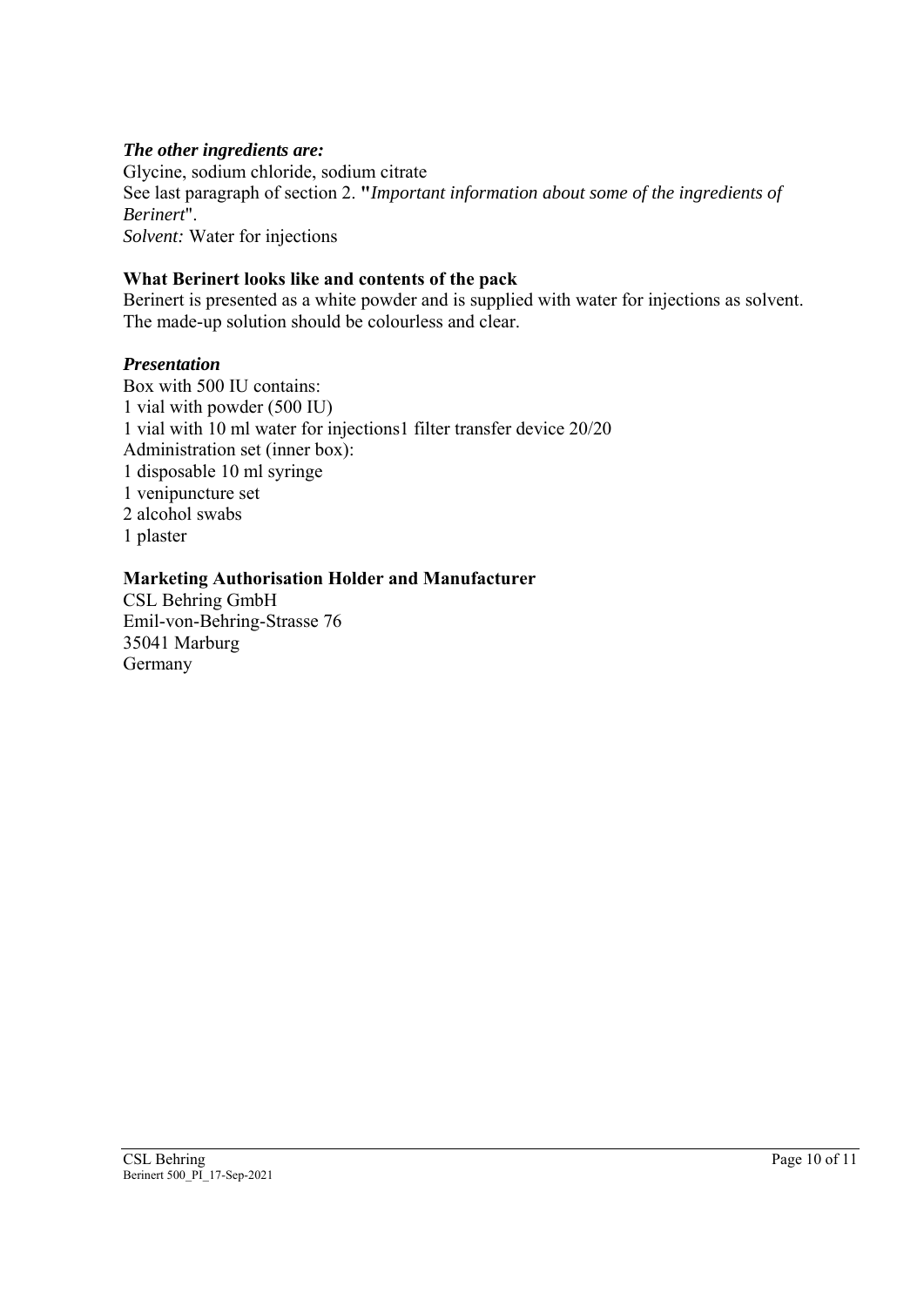### *The other ingredients are:*

Glycine, sodium chloride, sodium citrate
See last paragraph of section 2. **"***Important information about some of the ingredients of Berinert*".
*Solvent:* Water for injections

### What Berinert looks like and contents of the pack

Berinert is presented as a white powder and is supplied with water for injections as solvent. The made-up solution should be colourless and clear.

### *Presentation*

Box with 500 IU contains:
1 vial with powder (500 IU)
1 vial with 10 ml water for injections1 filter transfer device 20/20
Administration set (inner box):
1 disposable 10 ml syringe
1 venipuncture set
2 alcohol swabs
1 plaster

### Marketing Authorisation Holder and Manufacturer

CSL Behring GmbH
Emil-von-Behring-Strasse 76
35041 Marburg
Germany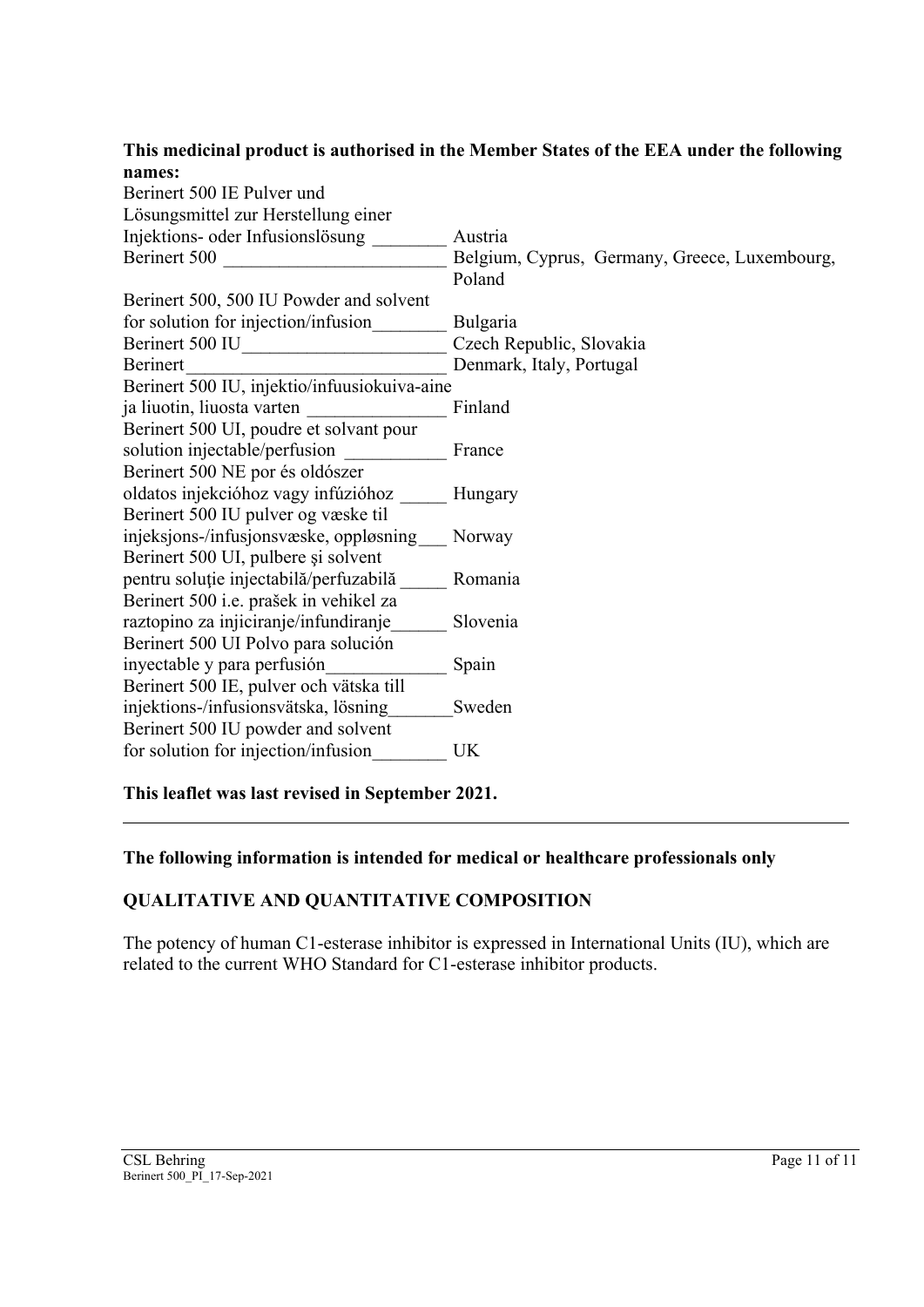**This medicinal product is authorised in the Member States of the EEA under the following names:**

| | |
|---|---|
| Berinert 500 IE Pulver und Lösungsmittel zur Herstellung einer Injektions- oder Infusionslösung | Austria |
| Berinert 500 | Belgium, Cyprus, Germany, Greece, Luxembourg, Poland |
| Berinert 500, 500 IU Powder and solvent for solution for injection/infusion | Bulgaria |
| Berinert 500 IU | Czech Republic, Slovakia |
| Berinert | Denmark, Italy, Portugal |
| Berinert 500 IU, injektio/infuusiokuiva-aine ja liuotin, liuosta varten | Finland |
| Berinert 500 UI, poudre et solvant pour solution injectable/perfusion | France |
| Berinert 500 NE por és oldószer oldatos injekcióhoz vagy infúzióhoz | Hungary |
| Berinert 500 IU pulver og væske til injeksjons-/infusjonsvæske, oppløsning | Norway |
| Berinert 500 UI, pulbere şi solvent pentru soluţie injectabilă/perfuzabilă | Romania |
| Berinert 500 i.e. prašek in vehikel za raztopino za injiciranje/infundiranje | Slovenia |
| Berinert 500 UI Polvo para solución inyectable y para perfusión | Spain |
| Berinert 500 IE, pulver och vätska till injektions-/infusionsvätska, lösning | Sweden |
| Berinert 500 IU powder and solvent for solution for injection/infusion | UK |

**This leaflet was last revised in September 2021.**

---

**The following information is intended for medical or healthcare professionals only**

**QUALITATIVE AND QUANTITATIVE COMPOSITION**

The potency of human C1-esterase inhibitor is expressed in International Units (IU), which are related to the current WHO Standard for C1-esterase inhibitor products.